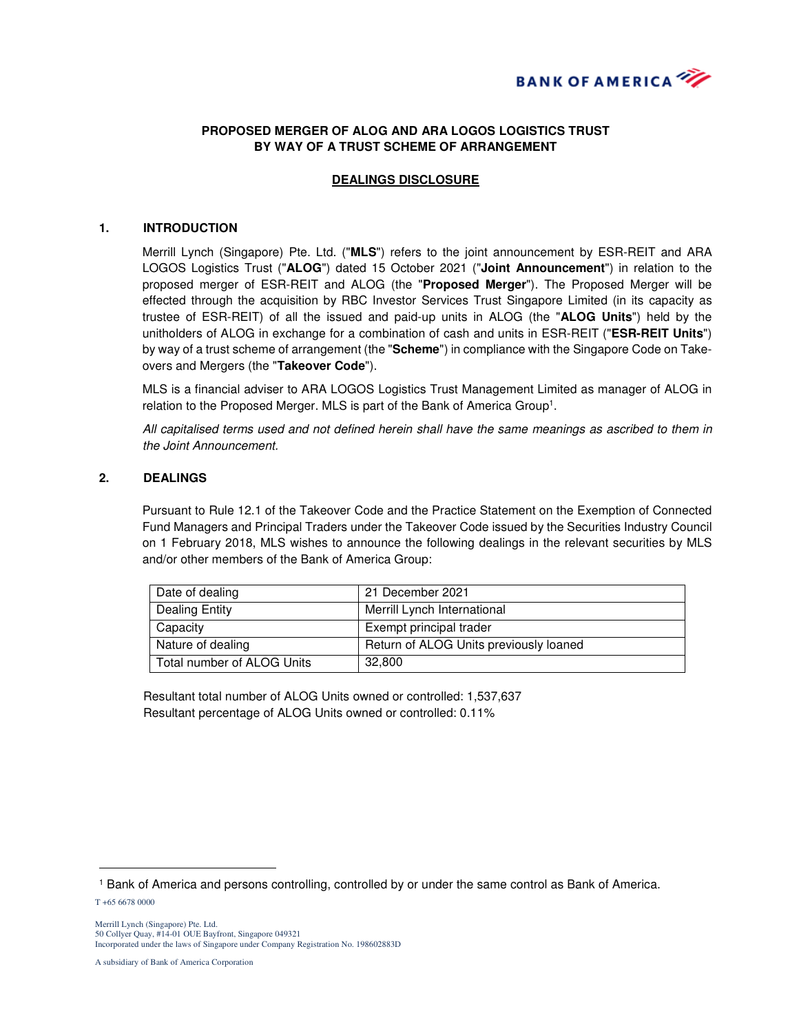BANK OF AMERICA

**PROPOSED MERGER OF ALOG AND ARA LOGOS LOGISTICS TRUST BY WAY OF A TRUST SCHEME OF ARRANGEMENT**

**DEALINGS DISCLOSURE**

## 1. INTRODUCTION

Merrill Lynch (Singapore) Pte. Ltd. ("**MLS**") refers to the joint announcement by ESR-REIT and ARA LOGOS Logistics Trust ("**ALOG**") dated 15 October 2021 ("**Joint Announcement**") in relation to the proposed merger of ESR-REIT and ALOG (the "**Proposed Merger**"). The Proposed Merger will be effected through the acquisition by RBC Investor Services Trust Singapore Limited (in its capacity as trustee of ESR-REIT) of all the issued and paid-up units in ALOG (the "**ALOG Units**") held by the unitholders of ALOG in exchange for a combination of cash and units in ESR-REIT ("**ESR-REIT Units**") by way of a trust scheme of arrangement (the "**Scheme**") in compliance with the Singapore Code on Take-overs and Mergers (the "**Takeover Code**").

MLS is a financial adviser to ARA LOGOS Logistics Trust Management Limited as manager of ALOG in relation to the Proposed Merger. MLS is part of the Bank of America Group[1].

*All capitalised terms used and not defined herein shall have the same meanings as ascribed to them in the Joint Announcement.*

## 2. DEALINGS

Pursuant to Rule 12.1 of the Takeover Code and the Practice Statement on the Exemption of Connected Fund Managers and Principal Traders under the Takeover Code issued by the Securities Industry Council on 1 February 2018, MLS wishes to announce the following dealings in the relevant securities by MLS and/or other members of the Bank of America Group:

| | |
|---|---|
| Date of dealing | 21 December 2021 |
| Dealing Entity | Merrill Lynch International |
| Capacity | Exempt principal trader |
| Nature of dealing | Return of ALOG Units previously loaned |
| Total number of ALOG Units | 32,800 |

Resultant total number of ALOG Units owned or controlled: 1,537,637
Resultant percentage of ALOG Units owned or controlled: 0.11%

[1] Bank of America and persons controlling, controlled by or under the same control as Bank of America.

T +65 6678 0000

Merrill Lynch (Singapore) Pte. Ltd.
50 Collyer Quay, #14-01 OUE Bayfront, Singapore 049321
Incorporated under the laws of Singapore under Company Registration No. 198602883D

A subsidiary of Bank of America Corporation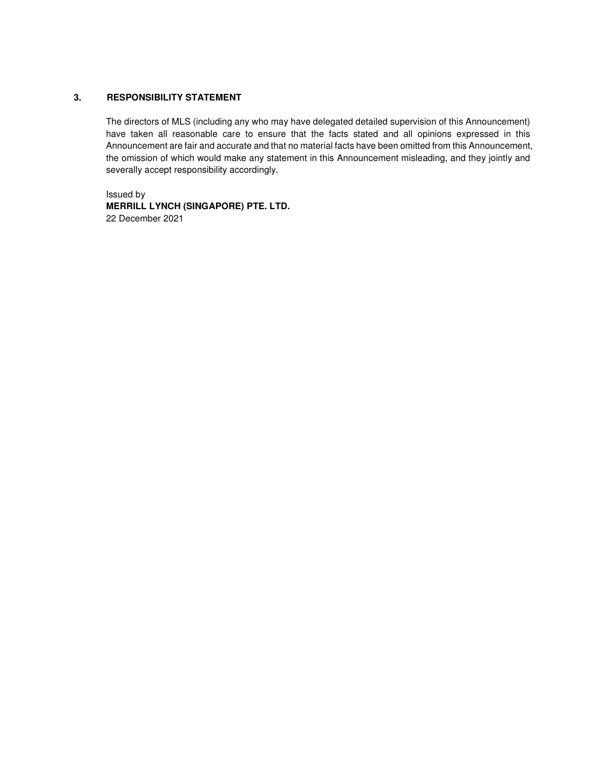## 3. RESPONSIBILITY STATEMENT

The directors of MLS (including any who may have delegated detailed supervision of this Announcement) have taken all reasonable care to ensure that the facts stated and all opinions expressed in this Announcement are fair and accurate and that no material facts have been omitted from this Announcement, the omission of which would make any statement in this Announcement misleading, and they jointly and severally accept responsibility accordingly.

Issued by
**MERRILL LYNCH (SINGAPORE) PTE. LTD.**
22 December 2021